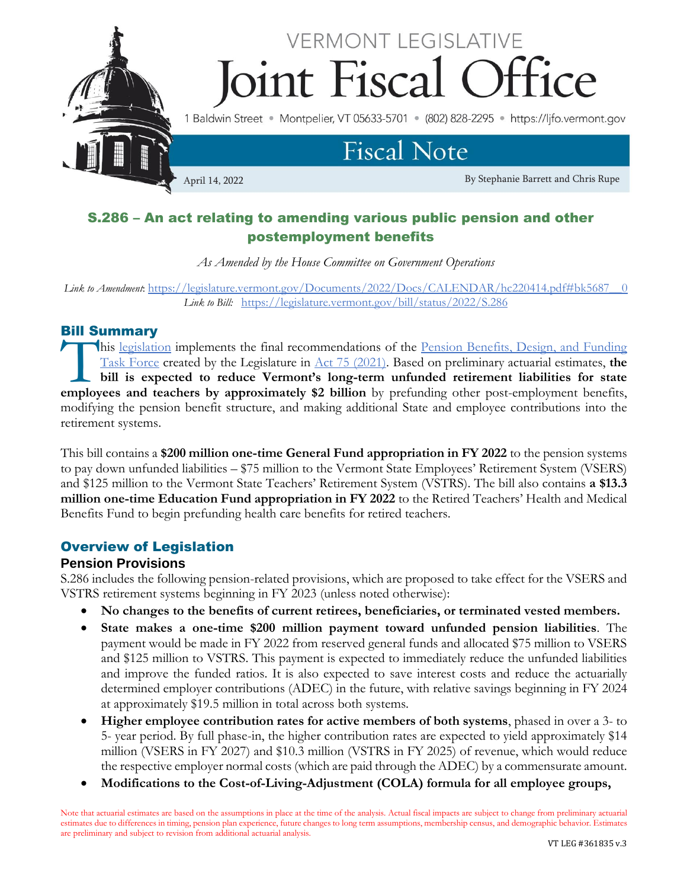# VERMONT LEGISLATIVE Joint Fiscal Office

1 Baldwin Street • Montpelier, VT 05633-5701 • (802) 828-2295 • https://ljfo.vermont.gov

## Fiscal Note

April 14, 2022

By Stephanie Barrett and Chris Rupe

## S.286 – An act relating to amending various public pension and other postemployment benefits

*As Amended by the House Committee on Government Operations*

*Link to Amendment*: https://legislature.vermont.gov/Documents/2022/Docs/CALENDAR/hc220414.pdf#bk5687__0
*Link to Bill*: https://legislature.vermont.gov/bill/status/2022/S.286

## Bill Summary

This legislation implements the final recommendations of the Pension Benefits, Design, and Funding Task Force created by the Legislature in Act 75 (2021). Based on preliminary actuarial estimates, **the bill is expected to reduce Vermont's long-term unfunded retirement liabilities for state employees and teachers by approximately $2 billion** by prefunding other post-employment benefits, modifying the pension benefit structure, and making additional State and employee contributions into the retirement systems.

This bill contains a **$200 million one-time General Fund appropriation in FY 2022** to the pension systems to pay down unfunded liabilities – $75 million to the Vermont State Employees' Retirement System (VSERS) and $125 million to the Vermont State Teachers' Retirement System (VSTRS). The bill also contains **a $13.3 million one-time Education Fund appropriation in FY 2022** to the Retired Teachers' Health and Medical Benefits Fund to begin prefunding health care benefits for retired teachers.

## Overview of Legislation

### Pension Provisions

S.286 includes the following pension-related provisions, which are proposed to take effect for the VSERS and VSTRS retirement systems beginning in FY 2023 (unless noted otherwise):

- **No changes to the benefits of current retirees, beneficiaries, or terminated vested members.**
- **State makes a one-time $200 million payment toward unfunded pension liabilities**. The payment would be made in FY 2022 from reserved general funds and allocated $75 million to VSERS and $125 million to VSTRS. This payment is expected to immediately reduce the unfunded liabilities and improve the funded ratios. It is also expected to save interest costs and reduce the actuarially determined employer contributions (ADEC) in the future, with relative savings beginning in FY 2024 at approximately $19.5 million in total across both systems.
- **Higher employee contribution rates for active members of both systems**, phased in over a 3- to 5- year period. By full phase-in, the higher contribution rates are expected to yield approximately $14 million (VSERS in FY 2027) and $10.3 million (VSTRS in FY 2025) of revenue, which would reduce the respective employer normal costs (which are paid through the ADEC) by a commensurate amount.
- **Modifications to the Cost-of-Living-Adjustment (COLA) formula for all employee groups,**

Note that actuarial estimates are based on the assumptions in place at the time of the analysis. Actual fiscal impacts are subject to change from preliminary actuarial estimates due to differences in timing, pension plan experience, future changes to long term assumptions, membership census, and demographic behavior. Estimates are preliminary and subject to revision from additional actuarial analysis.

VT LEG #361835 v.3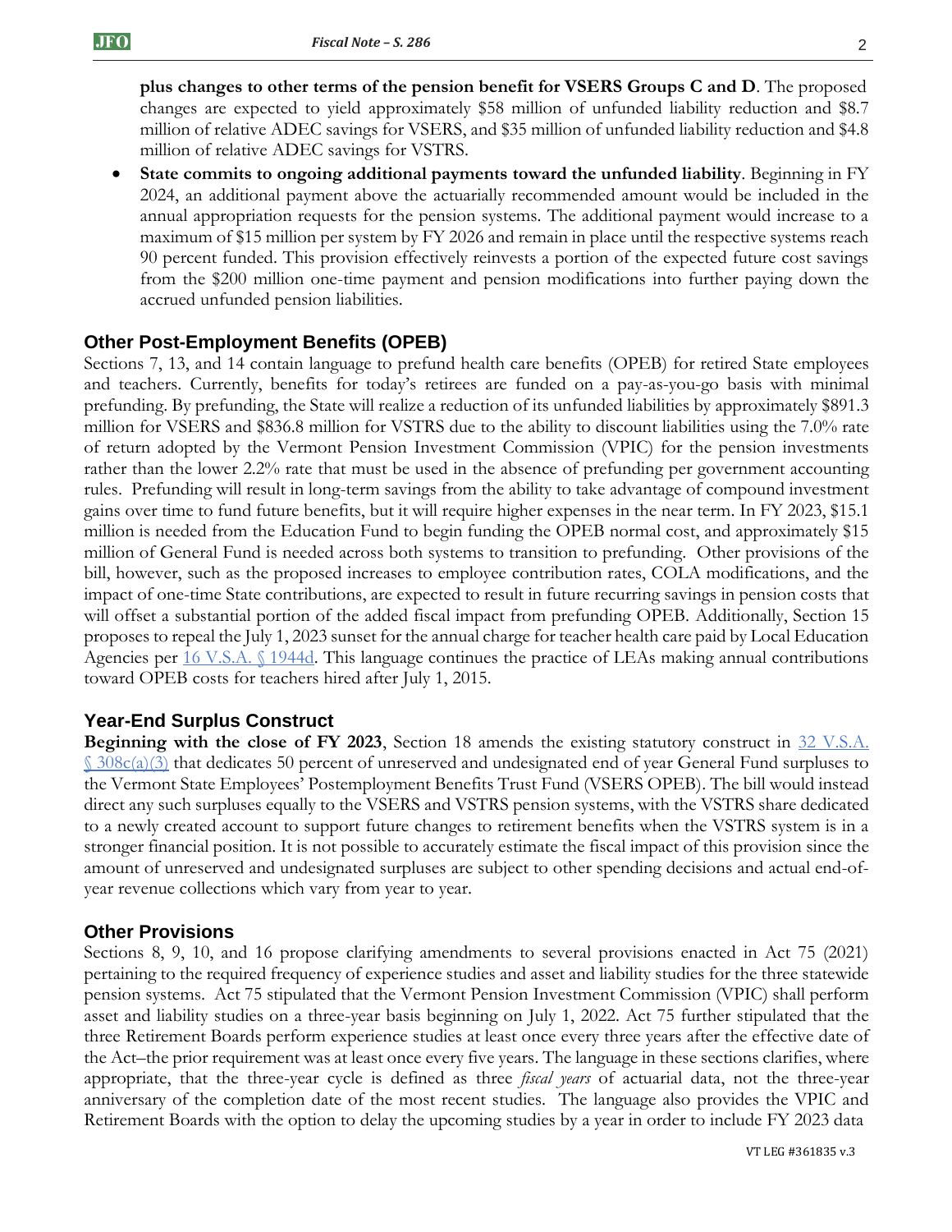**plus changes to other terms of the pension benefit for VSERS Groups C and D**. The proposed changes are expected to yield approximately $58 million of unfunded liability reduction and $8.7 million of relative ADEC savings for VSERS, and $35 million of unfunded liability reduction and $4.8 million of relative ADEC savings for VSTRS.

- **State commits to ongoing additional payments toward the unfunded liability**. Beginning in FY 2024, an additional payment above the actuarially recommended amount would be included in the annual appropriation requests for the pension systems. The additional payment would increase to a maximum of $15 million per system by FY 2026 and remain in place until the respective systems reach 90 percent funded. This provision effectively reinvests a portion of the expected future cost savings from the $200 million one-time payment and pension modifications into further paying down the accrued unfunded pension liabilities.

## Other Post-Employment Benefits (OPEB)

Sections 7, 13, and 14 contain language to prefund health care benefits (OPEB) for retired State employees and teachers. Currently, benefits for today's retirees are funded on a pay-as-you-go basis with minimal prefunding. By prefunding, the State will realize a reduction of its unfunded liabilities by approximately $891.3 million for VSERS and $836.8 million for VSTRS due to the ability to discount liabilities using the 7.0% rate of return adopted by the Vermont Pension Investment Commission (VPIC) for the pension investments rather than the lower 2.2% rate that must be used in the absence of prefunding per government accounting rules. Prefunding will result in long-term savings from the ability to take advantage of compound investment gains over time to fund future benefits, but it will require higher expenses in the near term. In FY 2023, $15.1 million is needed from the Education Fund to begin funding the OPEB normal cost, and approximately $15 million of General Fund is needed across both systems to transition to prefunding. Other provisions of the bill, however, such as the proposed increases to employee contribution rates, COLA modifications, and the impact of one-time State contributions, are expected to result in future recurring savings in pension costs that will offset a substantial portion of the added fiscal impact from prefunding OPEB. Additionally, Section 15 proposes to repeal the July 1, 2023 sunset for the annual charge for teacher health care paid by Local Education Agencies per 16 V.S.A. § 1944d. This language continues the practice of LEAs making annual contributions toward OPEB costs for teachers hired after July 1, 2015.

## Year-End Surplus Construct

**Beginning with the close of FY 2023**, Section 18 amends the existing statutory construct in 32 V.S.A. § 308c(a)(3) that dedicates 50 percent of unreserved and undesignated end of year General Fund surpluses to the Vermont State Employees' Postemployment Benefits Trust Fund (VSERS OPEB). The bill would instead direct any such surpluses equally to the VSERS and VSTRS pension systems, with the VSTRS share dedicated to a newly created account to support future changes to retirement benefits when the VSTRS system is in a stronger financial position. It is not possible to accurately estimate the fiscal impact of this provision since the amount of unreserved and undesignated surpluses are subject to other spending decisions and actual end-of-year revenue collections which vary from year to year.

## Other Provisions

Sections 8, 9, 10, and 16 propose clarifying amendments to several provisions enacted in Act 75 (2021) pertaining to the required frequency of experience studies and asset and liability studies for the three statewide pension systems. Act 75 stipulated that the Vermont Pension Investment Commission (VPIC) shall perform asset and liability studies on a three-year basis beginning on July 1, 2022. Act 75 further stipulated that the three Retirement Boards perform experience studies at least once every three years after the effective date of the Act–the prior requirement was at least once every five years. The language in these sections clarifies, where appropriate, that the three-year cycle is defined as three *fiscal years* of actuarial data, not the three-year anniversary of the completion date of the most recent studies. The language also provides the VPIC and Retirement Boards with the option to delay the upcoming studies by a year in order to include FY 2023 data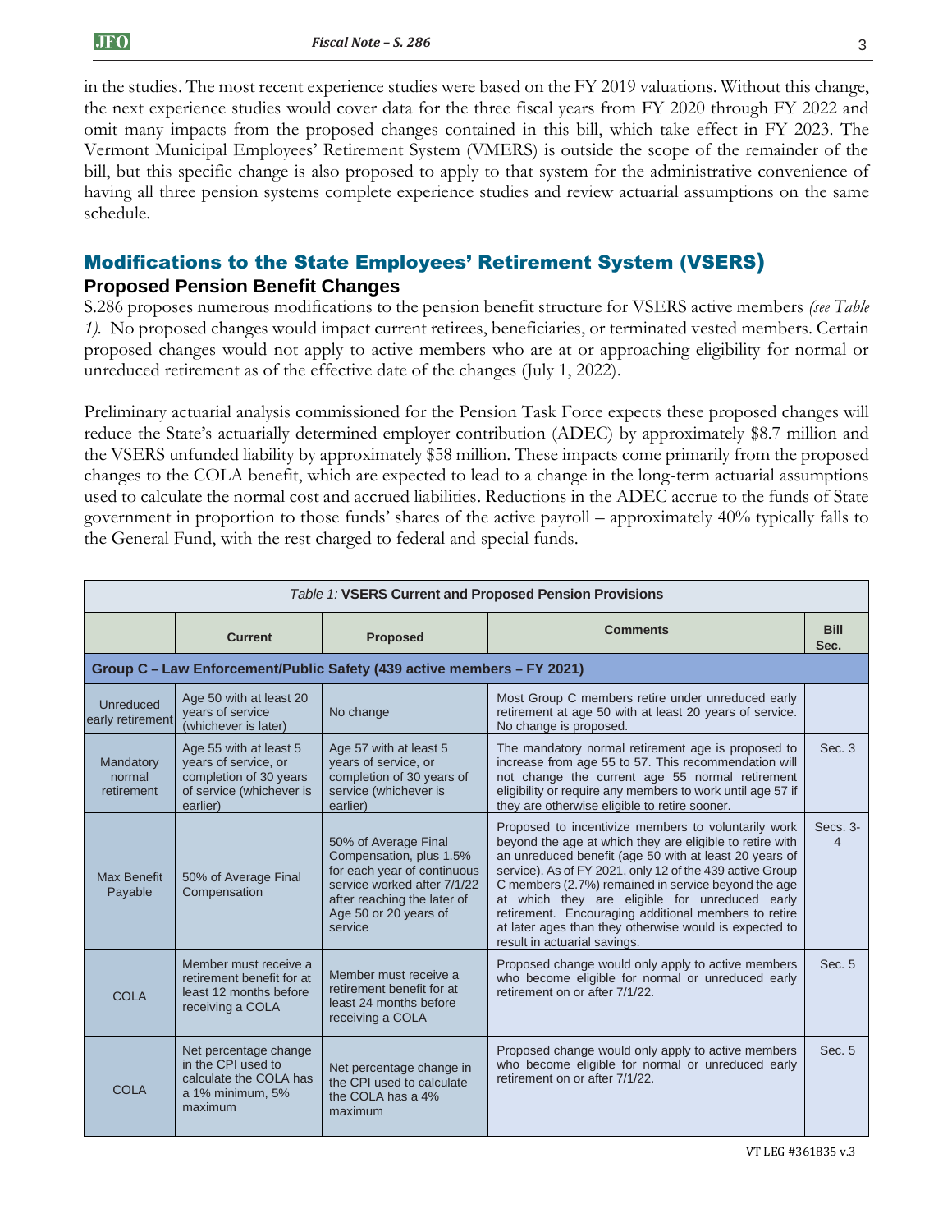in the studies. The most recent experience studies were based on the FY 2019 valuations. Without this change, the next experience studies would cover data for the three fiscal years from FY 2020 through FY 2022 and omit many impacts from the proposed changes contained in this bill, which take effect in FY 2023. The Vermont Municipal Employees' Retirement System (VMERS) is outside the scope of the remainder of the bill, but this specific change is also proposed to apply to that system for the administrative convenience of having all three pension systems complete experience studies and review actuarial assumptions on the same schedule.

## Modifications to the State Employees' Retirement System (VSERS)

### Proposed Pension Benefit Changes

S.286 proposes numerous modifications to the pension benefit structure for VSERS active members *(see Table 1)*. No proposed changes would impact current retirees, beneficiaries, or terminated vested members. Certain proposed changes would not apply to active members who are at or approaching eligibility for normal or unreduced retirement as of the effective date of the changes (July 1, 2022).

Preliminary actuarial analysis commissioned for the Pension Task Force expects these proposed changes will reduce the State's actuarially determined employer contribution (ADEC) by approximately $8.7 million and the VSERS unfunded liability by approximately $58 million. These impacts come primarily from the proposed changes to the COLA benefit, which are expected to lead to a change in the long-term actuarial assumptions used to calculate the normal cost and accrued liabilities. Reductions in the ADEC accrue to the funds of State government in proportion to those funds' shares of the active payroll – approximately 40% typically falls to the General Fund, with the rest charged to federal and special funds.

*Table 1:* **VSERS Current and Proposed Pension Provisions**

| | Current | Proposed | Comments | Bill Sec. |
|---|---|---|---|---|
| **Group C – Law Enforcement/Public Safety (439 active members – FY 2021)** | | | | |
| Unreduced early retirement | Age 50 with at least 20 years of service (whichever is later) | No change | Most Group C members retire under unreduced early retirement at age 50 with at least 20 years of service. No change is proposed. | |
| Mandatory normal retirement | Age 55 with at least 5 years of service, or completion of 30 years of service (whichever is earlier) | Age 57 with at least 5 years of service, or completion of 30 years of service (whichever is earlier) | The mandatory normal retirement age is proposed to increase from age 55 to 57. This recommendation will not change the current age 55 normal retirement eligibility or require any members to work until age 57 if they are otherwise eligible to retire sooner. | Sec. 3 |
| Max Benefit Payable | 50% of Average Final Compensation | 50% of Average Final Compensation, plus 1.5% for each year of continuous service worked after 7/1/22 after reaching the later of Age 50 or 20 years of service | Proposed to incentivize members to voluntarily work beyond the age at which they are eligible to retire with an unreduced benefit (age 50 with at least 20 years of service). As of FY 2021, only 12 of the 439 active Group C members (2.7%) remained in service beyond the age at which they are eligible for unreduced early retirement. Encouraging additional members to retire at later ages than they otherwise would is expected to result in actuarial savings. | Secs. 3-4 |
| COLA | Member must receive a retirement benefit for at least 12 months before receiving a COLA | Member must receive a retirement benefit for at least 24 months before receiving a COLA | Proposed change would only apply to active members who become eligible for normal or unreduced early retirement on or after 7/1/22. | Sec. 5 |
| COLA | Net percentage change in the CPI used to calculate the COLA has a 1% minimum, 5% maximum | Net percentage change in the CPI used to calculate the COLA has a 4% maximum | Proposed change would only apply to active members who become eligible for normal or unreduced early retirement on or after 7/1/22. | Sec. 5 |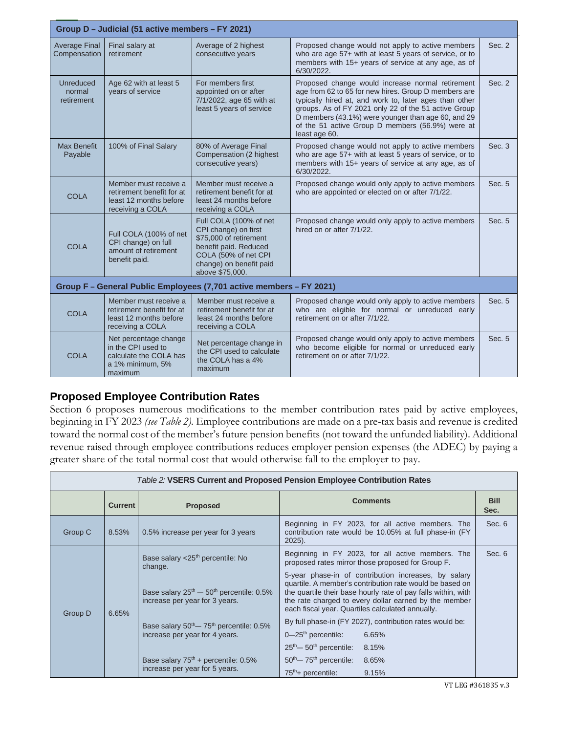| Group D – Judicial (51 active members – FY 2021) | | | | |
|---|---|---|---|---|
| Average Final Compensation | Final salary at retirement | Average of 2 highest consecutive years | Proposed change would not apply to active members who are age 57+ with at least 5 years of service, or to members with 15+ years of service at any age, as of 6/30/2022. | Sec. 2 |
| Unreduced normal retirement | Age 62 with at least 5 years of service | For members first appointed on or after 7/1/2022, age 65 with at least 5 years of service | Proposed change would increase normal retirement age from 62 to 65 for new hires. Group D members are typically hired at, and work to, later ages than other groups. As of FY 2021 only 22 of the 51 active Group D members (43.1%) were younger than age 60, and 29 of the 51 active Group D members (56.9%) were at least age 60. | Sec. 2 |
| Max Benefit Payable | 100% of Final Salary | 80% of Average Final Compensation (2 highest consecutive years) | Proposed change would not apply to active members who are age 57+ with at least 5 years of service, or to members with 15+ years of service at any age, as of 6/30/2022. | Sec. 3 |
| COLA | Member must receive a retirement benefit for at least 12 months before receiving a COLA | Member must receive a retirement benefit for at least 24 months before receiving a COLA | Proposed change would only apply to active members who are appointed or elected on or after 7/1/22. | Sec. 5 |
| COLA | Full COLA (100% of net CPI change) on full amount of retirement benefit paid. | Full COLA (100% of net CPI change) on first \$75,000 of retirement benefit paid. Reduced COLA (50% of net CPI change) on benefit paid above \$75,000. | Proposed change would only apply to active members hired on or after 7/1/22. | Sec. 5 |
| **Group F – General Public Employees (7,701 active members – FY 2021)** | | | | |
| COLA | Member must receive a retirement benefit for at least 12 months before receiving a COLA | Member must receive a retirement benefit for at least 24 months before receiving a COLA | Proposed change would only apply to active members who are eligible for normal or unreduced early retirement on or after 7/1/22. | Sec. 5 |
| COLA | Net percentage change in the CPI used to calculate the COLA has a 1% minimum, 5% maximum | Net percentage change in the CPI used to calculate the COLA has a 4% maximum | Proposed change would only apply to active members who become eligible for normal or unreduced early retirement on or after 7/1/22. | Sec. 5 |

## Proposed Employee Contribution Rates

Section 6 proposes numerous modifications to the member contribution rates paid by active employees, beginning in FY 2023 *(see Table 2)*. Employee contributions are made on a pre-tax basis and revenue is credited toward the normal cost of the member's future pension benefits (not toward the unfunded liability). Additional revenue raised through employee contributions reduces employer pension expenses (the ADEC) by paying a greater share of the total normal cost that would otherwise fall to the employer to pay.

*Table 2:* **VSERS Current and Proposed Pension Employee Contribution Rates**

| | Current | Proposed | Comments | Bill Sec. |
|---|---|---|---|---|
| Group C | 8.53% | 0.5% increase per year for 3 years | Beginning in FY 2023, for all active members. The contribution rate would be 10.05% at full phase-in (FY 2025). | Sec. 6 |
| Group D | 6.65% | Base salary <25th percentile: No change.<br><br>Base salary 25th — 50th percentile: 0.5% increase per year for 3 years.<br><br>Base salary 50th— 75th percentile: 0.5% increase per year for 4 years.<br><br>Base salary 75th + percentile: 0.5% increase per year for 5 years. | Beginning in FY 2023, for all active members. The proposed rates mirror those proposed for Group F.<br><br>5-year phase-in of contribution increases, by salary quartile. A member's contribution rate would be based on the quartile their base hourly rate of pay falls within, with the rate charged to every dollar earned by the member each fiscal year. Quartiles calculated annually.<br><br>By full phase-in (FY 2027), contribution rates would be:<br>0—25th percentile: 6.65%<br>25th— 50th percentile: 8.15%<br>50th— 75th percentile: 8.65%<br>75th+ percentile: 9.15% | Sec. 6 |

VT LEG #361835 v.3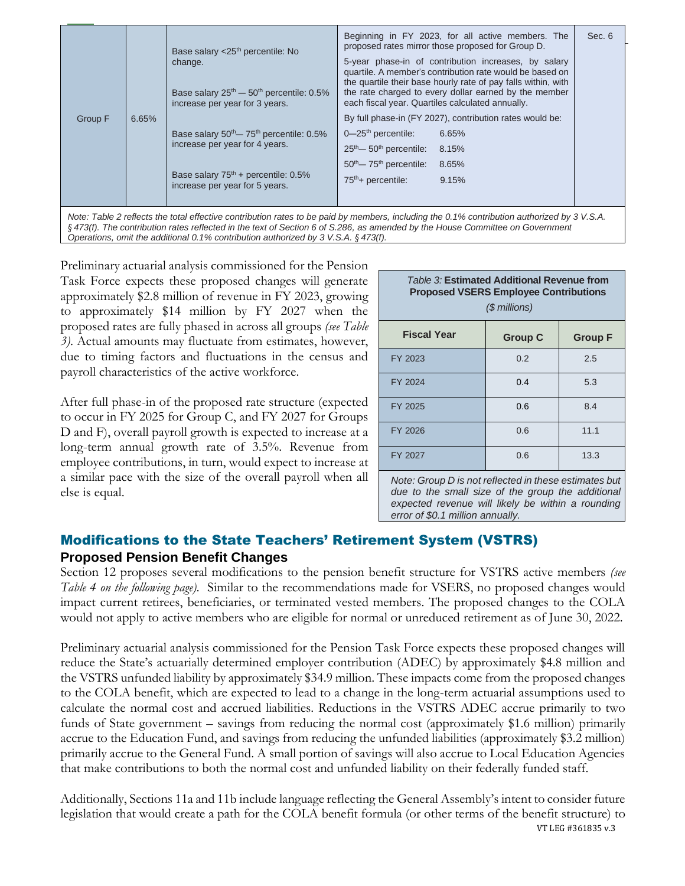| Group F | 6.65% | Base salary <25th percentile: No change.<br><br>Base salary 25th — 50th percentile: 0.5% increase per year for 3 years.<br><br>Base salary 50th— 75th percentile: 0.5% increase per year for 4 years.<br><br>Base salary 75th + percentile: 0.5% increase per year for 5 years. | Beginning in FY 2023, for all active members. The proposed rates mirror those proposed for Group D.<br><br>5-year phase-in of contribution increases, by salary quartile. A member's contribution rate would be based on the quartile their base hourly rate of pay falls within, with the rate charged to every dollar earned by the member each fiscal year. Quartiles calculated annually.<br><br>By full phase-in (FY 2027), contribution rates would be:<br>0—25th percentile: 6.65%<br>25th— 50th percentile: 8.15%<br>50th— 75th percentile: 8.65%<br>75th+ percentile: 9.15% | Sec. 6 |
|---|---|---|---|---|

*Note: Table 2 reflects the total effective contribution rates to be paid by members, including the 0.1% contribution authorized by 3 V.S.A. § 473(f). The contribution rates reflected in the text of Section 6 of S.286, as amended by the House Committee on Government Operations, omit the additional 0.1% contribution authorized by 3 V.S.A. § 473(f).*

Preliminary actuarial analysis commissioned for the Pension Task Force expects these proposed changes will generate approximately $2.8 million of revenue in FY 2023, growing to approximately $14 million by FY 2027 when the proposed rates are fully phased in across all groups *(see Table 3)*. Actual amounts may fluctuate from estimates, however, due to timing factors and fluctuations in the census and payroll characteristics of the active workforce.

After full phase-in of the proposed rate structure (expected to occur in FY 2025 for Group C, and FY 2027 for Groups D and F), overall payroll growth is expected to increase at a long-term annual growth rate of 3.5%. Revenue from employee contributions, in turn, would expect to increase at a similar pace with the size of the overall payroll when all else is equal.

*Table 3:* **Estimated Additional Revenue from Proposed VSERS Employee Contributions**
*($ millions)*

| Fiscal Year | Group C | Group F |
|---|---|---|
| FY 2023 | 0.2 | 2.5 |
| FY 2024 | 0.4 | 5.3 |
| FY 2025 | 0.6 | 8.4 |
| FY 2026 | 0.6 | 11.1 |
| FY 2027 | 0.6 | 13.3 |

*Note: Group D is not reflected in these estimates but due to the small size of the group the additional expected revenue will likely be within a rounding error of $0.1 million annually.*

## Modifications to the State Teachers' Retirement System (VSTRS)

### Proposed Pension Benefit Changes

Section 12 proposes several modifications to the pension benefit structure for VSTRS active members *(see Table 4 on the following page)*. Similar to the recommendations made for VSERS, no proposed changes would impact current retirees, beneficiaries, or terminated vested members. The proposed changes to the COLA would not apply to active members who are eligible for normal or unreduced retirement as of June 30, 2022.

Preliminary actuarial analysis commissioned for the Pension Task Force expects these proposed changes will reduce the State's actuarially determined employer contribution (ADEC) by approximately $4.8 million and the VSTRS unfunded liability by approximately $34.9 million. These impacts come from the proposed changes to the COLA benefit, which are expected to lead to a change in the long-term actuarial assumptions used to calculate the normal cost and accrued liabilities. Reductions in the VSTRS ADEC accrue primarily to two funds of State government – savings from reducing the normal cost (approximately $1.6 million) primarily accrue to the Education Fund, and savings from reducing the unfunded liabilities (approximately $3.2 million) primarily accrue to the General Fund. A small portion of savings will also accrue to Local Education Agencies that make contributions to both the normal cost and unfunded liability on their federally funded staff.

Additionally, Sections 11a and 11b include language reflecting the General Assembly's intent to consider future legislation that would create a path for the COLA benefit formula (or other terms of the benefit structure) to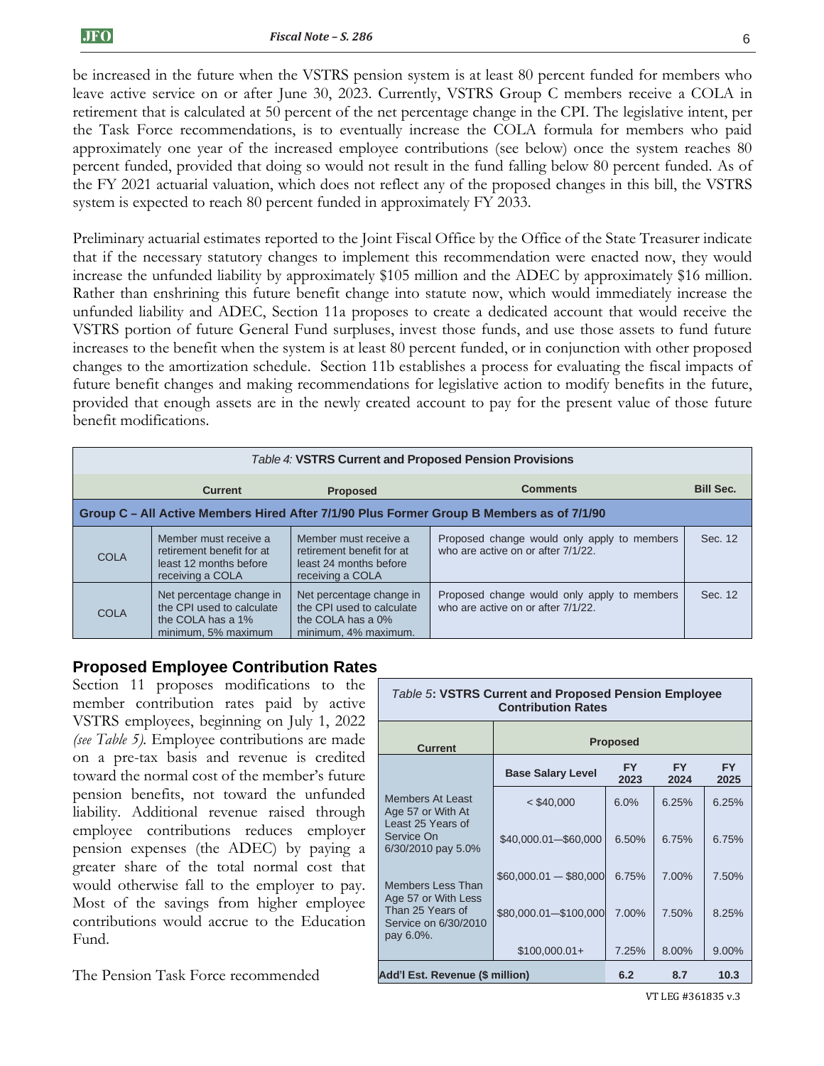be increased in the future when the VSTRS pension system is at least 80 percent funded for members who leave active service on or after June 30, 2023. Currently, VSTRS Group C members receive a COLA in retirement that is calculated at 50 percent of the net percentage change in the CPI. The legislative intent, per the Task Force recommendations, is to eventually increase the COLA formula for members who paid approximately one year of the increased employee contributions (see below) once the system reaches 80 percent funded, provided that doing so would not result in the fund falling below 80 percent funded. As of the FY 2021 actuarial valuation, which does not reflect any of the proposed changes in this bill, the VSTRS system is expected to reach 80 percent funded in approximately FY 2033.

Preliminary actuarial estimates reported to the Joint Fiscal Office by the Office of the State Treasurer indicate that if the necessary statutory changes to implement this recommendation were enacted now, they would increase the unfunded liability by approximately $105 million and the ADEC by approximately $16 million. Rather than enshrining this future benefit change into statute now, which would immediately increase the unfunded liability and ADEC, Section 11a proposes to create a dedicated account that would receive the VSTRS portion of future General Fund surpluses, invest those funds, and use those assets to fund future increases to the benefit when the system is at least 80 percent funded, or in conjunction with other proposed changes to the amortization schedule. Section 11b establishes a process for evaluating the fiscal impacts of future benefit changes and making recommendations for legislative action to modify benefits in the future, provided that enough assets are in the newly created account to pay for the present value of those future benefit modifications.

*Table 4:* **VSTRS Current and Proposed Pension Provisions**

| | Current | Proposed | Comments | Bill Sec. |
|---|---|---|---|---|
| **Group C – All Active Members Hired After 7/1/90 Plus Former Group B Members as of 7/1/90** | | | | |
| COLA | Member must receive a retirement benefit for at least 12 months before receiving a COLA | Member must receive a retirement benefit for at least 24 months before receiving a COLA | Proposed change would only apply to members who are active on or after 7/1/22. | Sec. 12 |
| COLA | Net percentage change in the CPI used to calculate the COLA has a 1% minimum, 5% maximum | Net percentage change in the CPI used to calculate the COLA has a 0% minimum, 4% maximum. | Proposed change would only apply to members who are active on or after 7/1/22. | Sec. 12 |

## Proposed Employee Contribution Rates

Section 11 proposes modifications to the member contribution rates paid by active VSTRS employees, beginning on July 1, 2022 *(see Table 5)*. Employee contributions are made on a pre-tax basis and revenue is credited toward the normal cost of the member's future pension benefits, not toward the unfunded liability. Additional revenue raised through employee contributions reduces employer pension expenses (the ADEC) by paying a greater share of the total normal cost that would otherwise fall to the employer to pay. Most of the savings from higher employee contributions would accrue to the Education Fund.

*Table 5*: **VSTRS Current and Proposed Pension Employee Contribution Rates**

| Current | Proposed | | | |
|---|---|---|---|---|
| | **Base Salary Level** | **FY 2023** | **FY 2024** | **FY 2025** |
| Members At Least Age 57 or With At Least 25 Years of Service On 6/30/2010 pay 5.0% | < $40,000 | 6.0% | 6.25% | 6.25% |
| | $40,000.01—$60,000 | 6.50% | 6.75% | 6.75% |
| Members Less Than Age 57 or With Less Than 25 Years of Service on 6/30/2010 pay 6.0%. | $60,000.01 — $80,000 | 6.75% | 7.00% | 7.50% |
| | $80,000.01—$100,000 | 7.00% | 7.50% | 8.25% |
| | $100,000.01+ | 7.25% | 8.00% | 9.00% |
| **Add'l Est. Revenue ($ million)** | | **6.2** | **8.7** | **10.3** |

The Pension Task Force recommended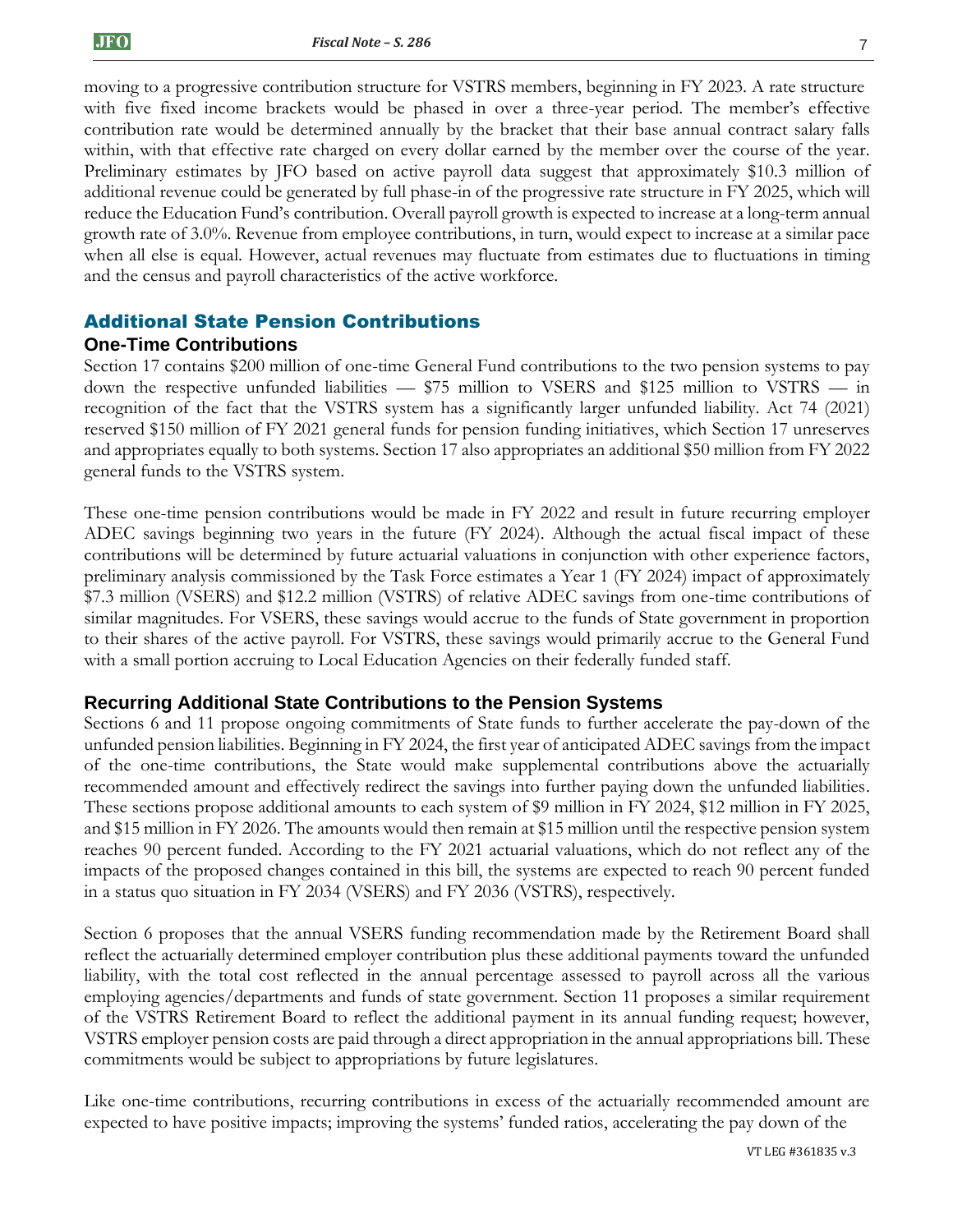moving to a progressive contribution structure for VSTRS members, beginning in FY 2023. A rate structure with five fixed income brackets would be phased in over a three-year period. The member's effective contribution rate would be determined annually by the bracket that their base annual contract salary falls within, with that effective rate charged on every dollar earned by the member over the course of the year. Preliminary estimates by JFO based on active payroll data suggest that approximately $10.3 million of additional revenue could be generated by full phase-in of the progressive rate structure in FY 2025, which will reduce the Education Fund's contribution. Overall payroll growth is expected to increase at a long-term annual growth rate of 3.0%. Revenue from employee contributions, in turn, would expect to increase at a similar pace when all else is equal. However, actual revenues may fluctuate from estimates due to fluctuations in timing and the census and payroll characteristics of the active workforce.

## Additional State Pension Contributions

### One-Time Contributions

Section 17 contains $200 million of one-time General Fund contributions to the two pension systems to pay down the respective unfunded liabilities — $75 million to VSERS and $125 million to VSTRS — in recognition of the fact that the VSTRS system has a significantly larger unfunded liability. Act 74 (2021) reserved $150 million of FY 2021 general funds for pension funding initiatives, which Section 17 unreserves and appropriates equally to both systems. Section 17 also appropriates an additional $50 million from FY 2022 general funds to the VSTRS system.

These one-time pension contributions would be made in FY 2022 and result in future recurring employer ADEC savings beginning two years in the future (FY 2024). Although the actual fiscal impact of these contributions will be determined by future actuarial valuations in conjunction with other experience factors, preliminary analysis commissioned by the Task Force estimates a Year 1 (FY 2024) impact of approximately $7.3 million (VSERS) and $12.2 million (VSTRS) of relative ADEC savings from one-time contributions of similar magnitudes. For VSERS, these savings would accrue to the funds of State government in proportion to their shares of the active payroll. For VSTRS, these savings would primarily accrue to the General Fund with a small portion accruing to Local Education Agencies on their federally funded staff.

### Recurring Additional State Contributions to the Pension Systems

Sections 6 and 11 propose ongoing commitments of State funds to further accelerate the pay-down of the unfunded pension liabilities. Beginning in FY 2024, the first year of anticipated ADEC savings from the impact of the one-time contributions, the State would make supplemental contributions above the actuarially recommended amount and effectively redirect the savings into further paying down the unfunded liabilities. These sections propose additional amounts to each system of $9 million in FY 2024, $12 million in FY 2025, and $15 million in FY 2026. The amounts would then remain at $15 million until the respective pension system reaches 90 percent funded. According to the FY 2021 actuarial valuations, which do not reflect any of the impacts of the proposed changes contained in this bill, the systems are expected to reach 90 percent funded in a status quo situation in FY 2034 (VSERS) and FY 2036 (VSTRS), respectively.

Section 6 proposes that the annual VSERS funding recommendation made by the Retirement Board shall reflect the actuarially determined employer contribution plus these additional payments toward the unfunded liability, with the total cost reflected in the annual percentage assessed to payroll across all the various employing agencies/departments and funds of state government. Section 11 proposes a similar requirement of the VSTRS Retirement Board to reflect the additional payment in its annual funding request; however, VSTRS employer pension costs are paid through a direct appropriation in the annual appropriations bill. These commitments would be subject to appropriations by future legislatures.

Like one-time contributions, recurring contributions in excess of the actuarially recommended amount are expected to have positive impacts; improving the systems' funded ratios, accelerating the pay down of the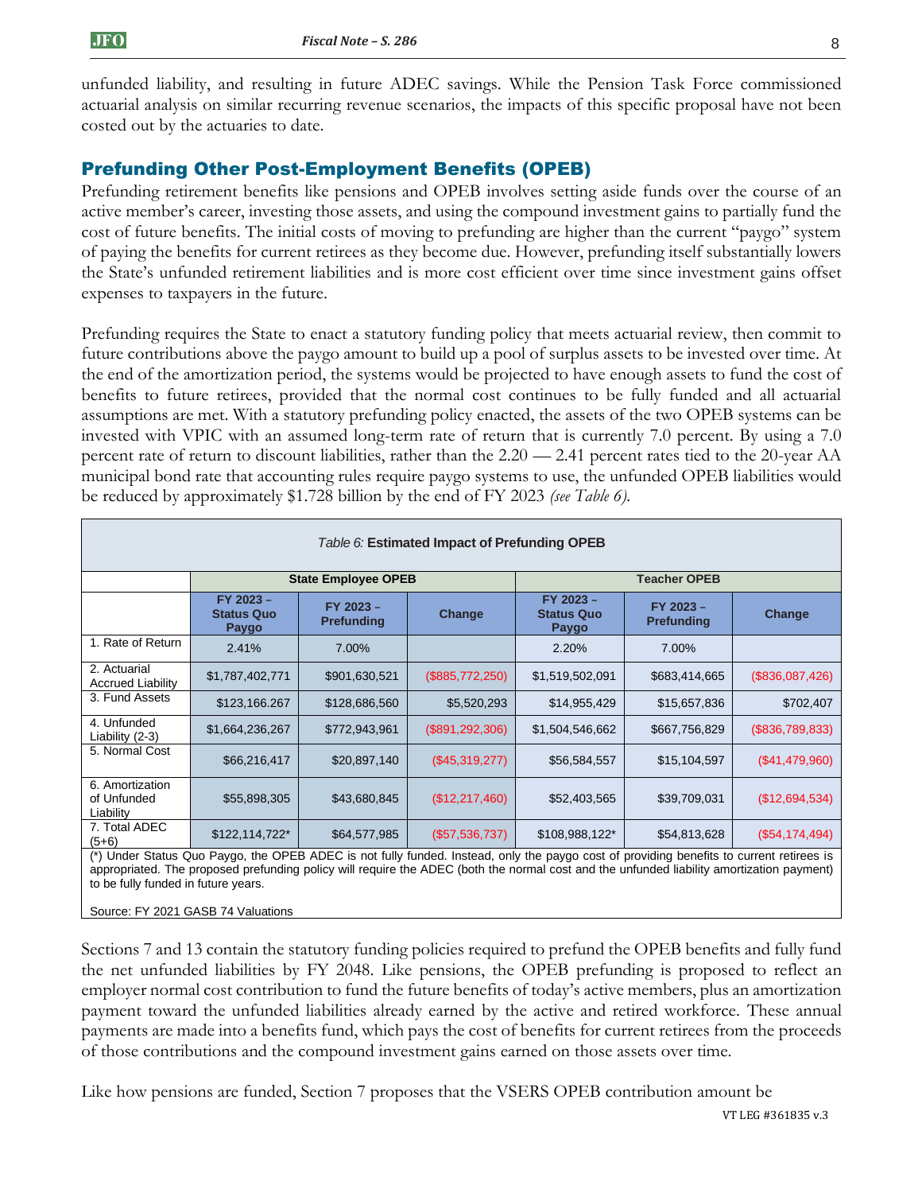unfunded liability, and resulting in future ADEC savings. While the Pension Task Force commissioned actuarial analysis on similar recurring revenue scenarios, the impacts of this specific proposal have not been costed out by the actuaries to date.

## Prefunding Other Post-Employment Benefits (OPEB)

Prefunding retirement benefits like pensions and OPEB involves setting aside funds over the course of an active member's career, investing those assets, and using the compound investment gains to partially fund the cost of future benefits. The initial costs of moving to prefunding are higher than the current "paygo" system of paying the benefits for current retirees as they become due. However, prefunding itself substantially lowers the State's unfunded retirement liabilities and is more cost efficient over time since investment gains offset expenses to taxpayers in the future.

Prefunding requires the State to enact a statutory funding policy that meets actuarial review, then commit to future contributions above the paygo amount to build up a pool of surplus assets to be invested over time. At the end of the amortization period, the systems would be projected to have enough assets to fund the cost of benefits to future retirees, provided that the normal cost continues to be fully funded and all actuarial assumptions are met. With a statutory prefunding policy enacted, the assets of the two OPEB systems can be invested with VPIC with an assumed long-term rate of return that is currently 7.0 percent. By using a 7.0 percent rate of return to discount liabilities, rather than the 2.20 — 2.41 percent rates tied to the 20-year AA municipal bond rate that accounting rules require paygo systems to use, the unfunded OPEB liabilities would be reduced by approximately $1.728 billion by the end of FY 2023 *(see Table 6)*.

*Table 6:* **Estimated Impact of Prefunding OPEB**

| | **State Employee OPEB** | | | **Teacher OPEB** | | |
|---|---|---|---|---|---|---|
| | **FY 2023 – Status Quo Paygo** | **FY 2023 – Prefunding** | **Change** | **FY 2023 – Status Quo Paygo** | **FY 2023 – Prefunding** | **Change** |
| 1. Rate of Return | 2.41% | 7.00% | | 2.20% | 7.00% | |
| 2. Actuarial Accrued Liability | $1,787,402,771 | $901,630,521 | ($885,772,250) | $1,519,502,091 | $683,414,665 | ($836,087,426) |
| 3. Fund Assets | $123,166.267 | $128,686,560 | $5,520,293 | $14,955,429 | $15,657,836 | $702,407 |
| 4. Unfunded Liability (2-3) | $1,664,236,267 | $772,943,961 | ($891,292,306) | $1,504,546,662 | $667,756,829 | ($836,789,833) |
| 5. Normal Cost | $66,216,417 | $20,897,140 | ($45,319,277) | $56,584,557 | $15,104,597 | ($41,479,960) |
| 6. Amortization of Unfunded Liability | $55,898,305 | $43,680,845 | ($12,217,460) | $52,403,565 | $39,709,031 | ($12,694,534) |
| 7. Total ADEC (5+6) | $122,114,722* | $64,577,985 | ($57,536,737) | $108,988,122* | $54,813,628 | ($54,174,494) |

(*) Under Status Quo Paygo, the OPEB ADEC is not fully funded. Instead, only the paygo cost of providing benefits to current retirees is appropriated. The proposed prefunding policy will require the ADEC (both the normal cost and the unfunded liability amortization payment) to be fully funded in future years.

Source: FY 2021 GASB 74 Valuations

Sections 7 and 13 contain the statutory funding policies required to prefund the OPEB benefits and fully fund the net unfunded liabilities by FY 2048. Like pensions, the OPEB prefunding is proposed to reflect an employer normal cost contribution to fund the future benefits of today's active members, plus an amortization payment toward the unfunded liabilities already earned by the active and retired workforce. These annual payments are made into a benefits fund, which pays the cost of benefits for current retirees from the proceeds of those contributions and the compound investment gains earned on those assets over time.

Like how pensions are funded, Section 7 proposes that the VSERS OPEB contribution amount be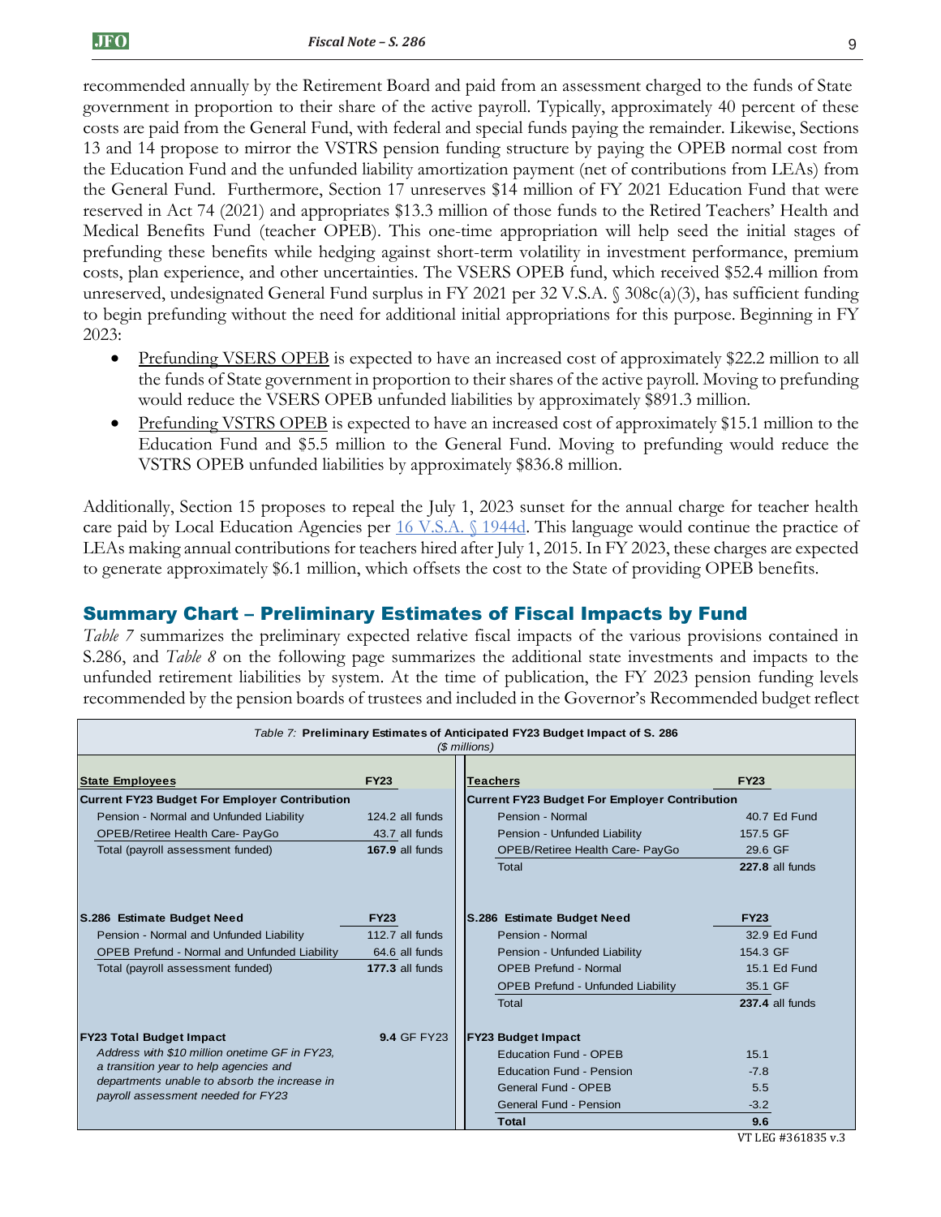recommended annually by the Retirement Board and paid from an assessment charged to the funds of State government in proportion to their share of the active payroll. Typically, approximately 40 percent of these costs are paid from the General Fund, with federal and special funds paying the remainder. Likewise, Sections 13 and 14 propose to mirror the VSTRS pension funding structure by paying the OPEB normal cost from the Education Fund and the unfunded liability amortization payment (net of contributions from LEAs) from the General Fund. Furthermore, Section 17 unreserves $14 million of FY 2021 Education Fund that were reserved in Act 74 (2021) and appropriates $13.3 million of those funds to the Retired Teachers' Health and Medical Benefits Fund (teacher OPEB). This one-time appropriation will help seed the initial stages of prefunding these benefits while hedging against short-term volatility in investment performance, premium costs, plan experience, and other uncertainties. The VSERS OPEB fund, which received $52.4 million from unreserved, undesignated General Fund surplus in FY 2021 per 32 V.S.A. § 308c(a)(3), has sufficient funding to begin prefunding without the need for additional initial appropriations for this purpose. Beginning in FY 2023:

- Prefunding VSERS OPEB is expected to have an increased cost of approximately $22.2 million to all the funds of State government in proportion to their shares of the active payroll. Moving to prefunding would reduce the VSERS OPEB unfunded liabilities by approximately $891.3 million.
- Prefunding VSTRS OPEB is expected to have an increased cost of approximately $15.1 million to the Education Fund and $5.5 million to the General Fund. Moving to prefunding would reduce the VSTRS OPEB unfunded liabilities by approximately $836.8 million.

Additionally, Section 15 proposes to repeal the July 1, 2023 sunset for the annual charge for teacher health care paid by Local Education Agencies per 16 V.S.A. § 1944d. This language would continue the practice of LEAs making annual contributions for teachers hired after July 1, 2015. In FY 2023, these charges are expected to generate approximately $6.1 million, which offsets the cost to the State of providing OPEB benefits.

## Summary Chart – Preliminary Estimates of Fiscal Impacts by Fund

*Table 7* summarizes the preliminary expected relative fiscal impacts of the various provisions contained in S.286, and *Table 8* on the following page summarizes the additional state investments and impacts to the unfunded retirement liabilities by system. At the time of publication, the FY 2023 pension funding levels recommended by the pension boards of trustees and included in the Governor's Recommended budget reflect

*Table 7:* **Preliminary Estimates of Anticipated FY23 Budget Impact of S. 286**
*($ millions)*

| **State Employees** | **FY23** | **Teachers** | **FY23** |
|---|---|---|---|
| **Current FY23 Budget For Employer Contribution** | | **Current FY23 Budget For Employer Contribution** | |
| Pension - Normal and Unfunded Liability | 124.2 all funds | Pension - Normal | 40.7 Ed Fund |
| OPEB/Retiree Health Care- PayGo | 43.7 all funds | Pension - Unfunded Liability | 157.5 GF |
| Total (payroll assessment funded) | **167.9** all funds | OPEB/Retiree Health Care- PayGo | 29.6 GF |
| | | Total | **227.8** all funds |
| **S.286 Estimate Budget Need** | **FY23** | **S.286 Estimate Budget Need** | **FY23** |
| Pension - Normal and Unfunded Liability | 112.7 all funds | Pension - Normal | 32.9 Ed Fund |
| OPEB Prefund - Normal and Unfunded Liability | 64.6 all funds | Pension - Unfunded Liability | 154.3 GF |
| Total (payroll assessment funded) | **177.3** all funds | OPEB Prefund - Normal | 15.1 Ed Fund |
| | | OPEB Prefund - Unfunded Liability | 35.1 GF |
| | | Total | **237.4** all funds |
| **FY23 Total Budget Impact** | **9.4** GF FY23 | **FY23 Budget Impact** | |
| *Address with $10 million onetime GF in FY23, a transition year to help agencies and departments unable to absorb the increase in payroll assessment needed for FY23* | | Education Fund - OPEB | 15.1 |
| | | Education Fund - Pension | -7.8 |
| | | General Fund - OPEB | 5.5 |
| | | General Fund - Pension | -3.2 |
| | | **Total** | **9.6** |

VT LEG #361835 v.3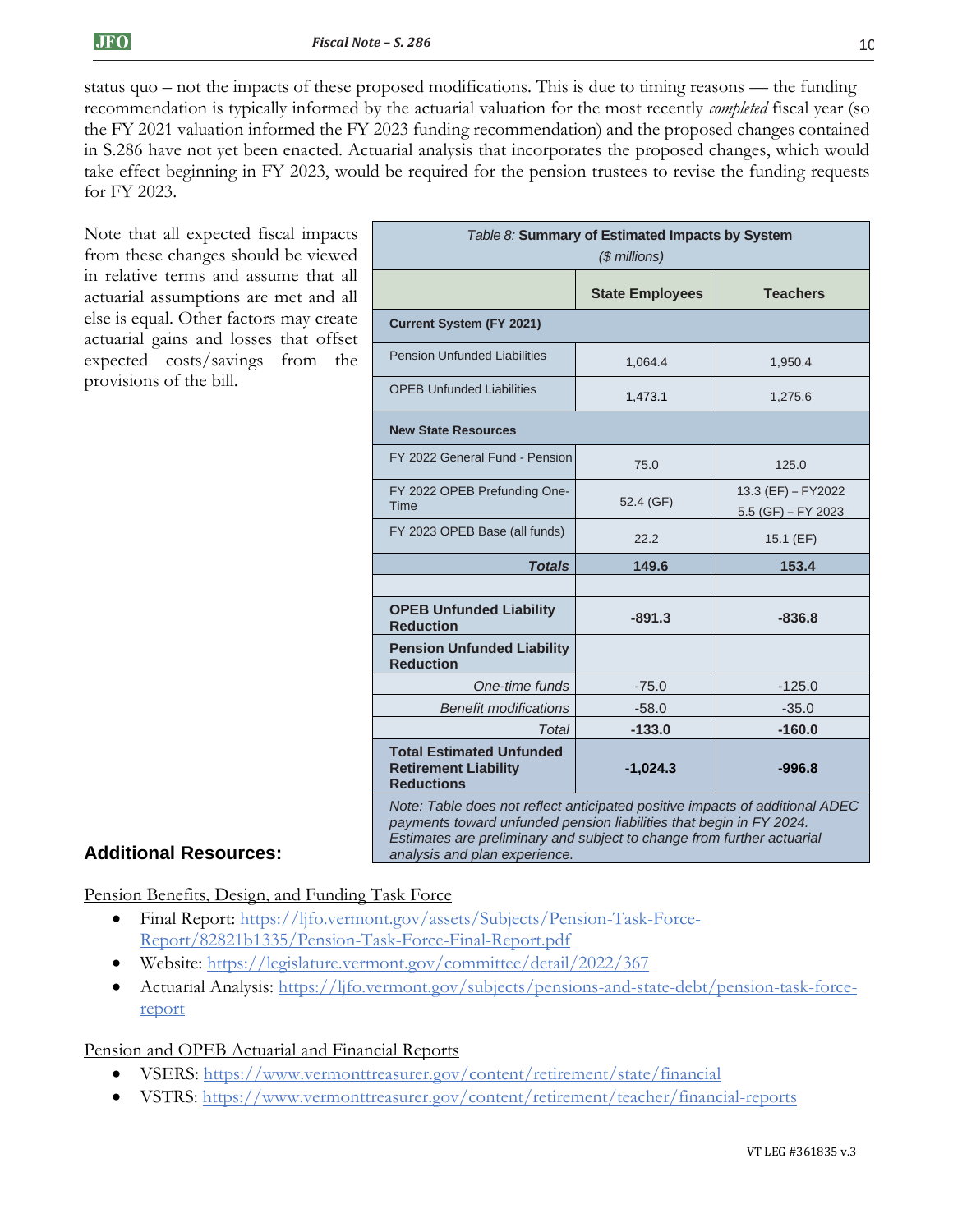status quo – not the impacts of these proposed modifications. This is due to timing reasons — the funding recommendation is typically informed by the actuarial valuation for the most recently *completed* fiscal year (so the FY 2021 valuation informed the FY 2023 funding recommendation) and the proposed changes contained in S.286 have not yet been enacted. Actuarial analysis that incorporates the proposed changes, which would take effect beginning in FY 2023, would be required for the pension trustees to revise the funding requests for FY 2023.

Note that all expected fiscal impacts from these changes should be viewed in relative terms and assume that all actuarial assumptions are met and all else is equal. Other factors may create actuarial gains and losses that offset expected costs/savings from the provisions of the bill.

*Table 8:* **Summary of Estimated Impacts by System**
*($ millions)*

| | State Employees | Teachers |
|---|---|---|
| **Current System (FY 2021)** | | |
| Pension Unfunded Liabilities | 1,064.4 | 1,950.4 |
| OPEB Unfunded Liabilities | 1,473.1 | 1,275.6 |
| **New State Resources** | | |
| FY 2022 General Fund - Pension | 75.0 | 125.0 |
| FY 2022 OPEB Prefunding One-Time | 52.4 (GF) | 13.3 (EF) – FY2022<br>5.5 (GF) – FY 2023 |
| FY 2023 OPEB Base (all funds) | 22.2 | 15.1 (EF) |
| ***Totals*** | **149.6** | **153.4** |
| | | |
| **OPEB Unfunded Liability Reduction** | **-891.3** | **-836.8** |
| **Pension Unfunded Liability Reduction** | | |
| *One-time funds* | -75.0 | -125.0 |
| *Benefit modifications* | -58.0 | -35.0 |
| *Total* | **-133.0** | **-160.0** |
| **Total Estimated Unfunded Retirement Liability Reductions** | **-1,024.3** | **-996.8** |

*Note: Table does not reflect anticipated positive impacts of additional ADEC payments toward unfunded pension liabilities that begin in FY 2024. Estimates are preliminary and subject to change from further actuarial analysis and plan experience.*

## Additional Resources:

Pension Benefits, Design, and Funding Task Force

- Final Report: https://ljfo.vermont.gov/assets/Subjects/Pension-Task-Force-Report/82821b1335/Pension-Task-Force-Final-Report.pdf
- Website: https://legislature.vermont.gov/committee/detail/2022/367
- Actuarial Analysis: https://ljfo.vermont.gov/subjects/pensions-and-state-debt/pension-task-force-report

Pension and OPEB Actuarial and Financial Reports

- VSERS: https://www.vermonttreasurer.gov/content/retirement/state/financial
- VSTRS: https://www.vermonttreasurer.gov/content/retirement/teacher/financial-reports

VT LEG #361835 v.3